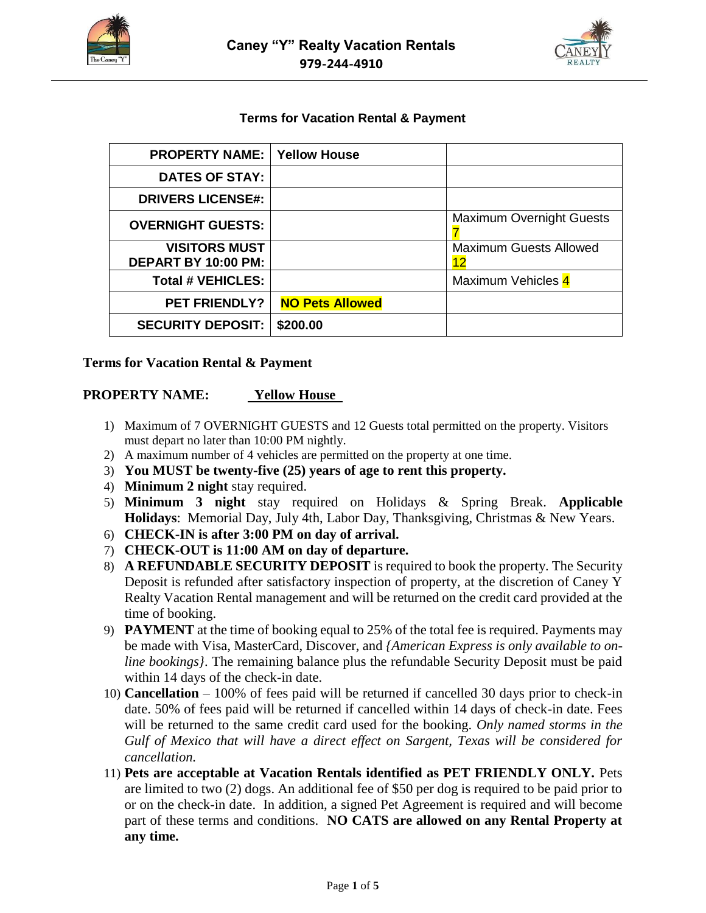# Caney "Y" Realty Vacation Rentals

**979-244-4910**

## Terms for Vacation Rental & Payment

| PROPERTY NAME: | Yellow House | |
|---|---|---|
| DATES OF STAY: | | |
| DRIVERS LICENSE#: | | |
| OVERNIGHT GUESTS: | | Maximum Overnight Guests 7 |
| VISITORS MUST DEPART BY 10:00 PM: | | Maximum Guests Allowed 12 |
| Total # VEHICLES: | | Maximum Vehicles 4 |
| PET FRIENDLY? | **NO Pets Allowed** | |
| SECURITY DEPOSIT: | $200.00 | |

**Terms for Vacation Rental & Payment**

**PROPERTY NAME:** **Yellow House**

1) Maximum of 7 OVERNIGHT GUESTS and 12 Guests total permitted on the property. Visitors must depart no later than 10:00 PM nightly.
2) A maximum number of 4 vehicles are permitted on the property at one time.
3) **You MUST be twenty-five (25) years of age to rent this property.**
4) **Minimum 2 night** stay required.
5) **Minimum 3 night** stay required on Holidays & Spring Break. **Applicable Holidays**: Memorial Day, July 4th, Labor Day, Thanksgiving, Christmas & New Years.
6) **CHECK-IN is after 3:00 PM on day of arrival.**
7) **CHECK-OUT is 11:00 AM on day of departure.**
8) **A REFUNDABLE SECURITY DEPOSIT** is required to book the property. The Security Deposit is refunded after satisfactory inspection of property, at the discretion of Caney Y Realty Vacation Rental management and will be returned on the credit card provided at the time of booking.
9) **PAYMENT** at the time of booking equal to 25% of the total fee is required. Payments may be made with Visa, MasterCard, Discover, and *{American Express is only available to on-line bookings}*. The remaining balance plus the refundable Security Deposit must be paid within 14 days of the check-in date.
10) **Cancellation** – 100% of fees paid will be returned if cancelled 30 days prior to check-in date. 50% of fees paid will be returned if cancelled within 14 days of check-in date. Fees will be returned to the same credit card used for the booking. *Only named storms in the Gulf of Mexico that will have a direct effect on Sargent, Texas will be considered for cancellation.*
11) **Pets are acceptable at Vacation Rentals identified as PET FRIENDLY ONLY.** Pets are limited to two (2) dogs. An additional fee of $50 per dog is required to be paid prior to or on the check-in date. In addition, a signed Pet Agreement is required and will become part of these terms and conditions. **NO CATS are allowed on any Rental Property at any time.**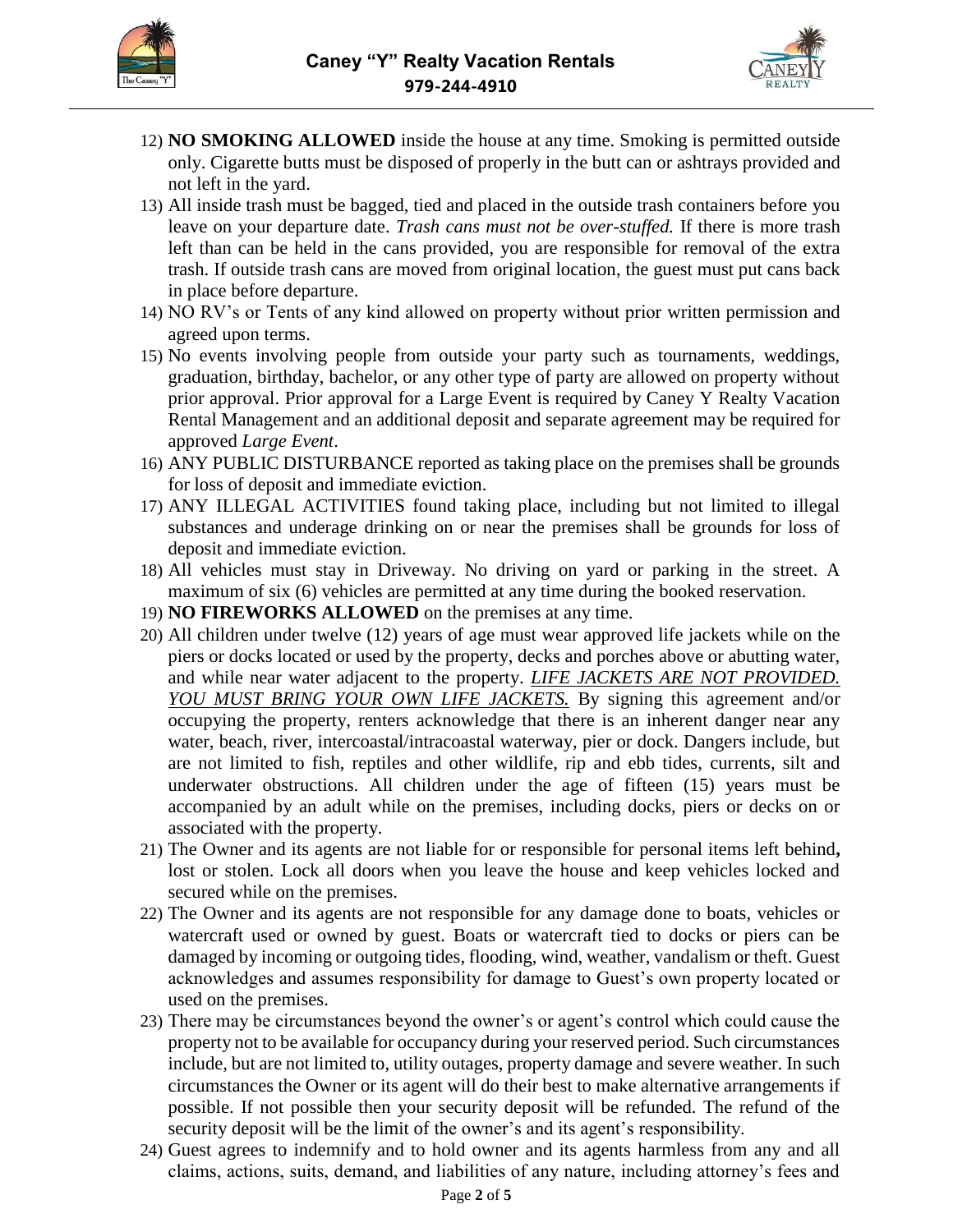12) **NO SMOKING ALLOWED** inside the house at any time. Smoking is permitted outside only. Cigarette butts must be disposed of properly in the butt can or ashtrays provided and not left in the yard.
13) All inside trash must be bagged, tied and placed in the outside trash containers before you leave on your departure date. *Trash cans must not be over-stuffed.* If there is more trash left than can be held in the cans provided, you are responsible for removal of the extra trash. If outside trash cans are moved from original location, the guest must put cans back in place before departure.
14) NO RV's or Tents of any kind allowed on property without prior written permission and agreed upon terms.
15) No events involving people from outside your party such as tournaments, weddings, graduation, birthday, bachelor, or any other type of party are allowed on property without prior approval. Prior approval for a Large Event is required by Caney Y Realty Vacation Rental Management and an additional deposit and separate agreement may be required for approved *Large Event*.
16) ANY PUBLIC DISTURBANCE reported as taking place on the premises shall be grounds for loss of deposit and immediate eviction.
17) ANY ILLEGAL ACTIVITIES found taking place, including but not limited to illegal substances and underage drinking on or near the premises shall be grounds for loss of deposit and immediate eviction.
18) All vehicles must stay in Driveway. No driving on yard or parking in the street. A maximum of six (6) vehicles are permitted at any time during the booked reservation.
19) **NO FIREWORKS ALLOWED** on the premises at any time.
20) All children under twelve (12) years of age must wear approved life jackets while on the piers or docks located or used by the property, decks and porches above or abutting water, and while near water adjacent to the property. *LIFE JACKETS ARE NOT PROVIDED. YOU MUST BRING YOUR OWN LIFE JACKETS.* By signing this agreement and/or occupying the property, renters acknowledge that there is an inherent danger near any water, beach, river, intercoastal/intracoastal waterway, pier or dock. Dangers include, but are not limited to fish, reptiles and other wildlife, rip and ebb tides, currents, silt and underwater obstructions. All children under the age of fifteen (15) years must be accompanied by an adult while on the premises, including docks, piers or decks on or associated with the property.
21) The Owner and its agents are not liable for or responsible for personal items left behind**,** lost or stolen. Lock all doors when you leave the house and keep vehicles locked and secured while on the premises.
22) The Owner and its agents are not responsible for any damage done to boats, vehicles or watercraft used or owned by guest. Boats or watercraft tied to docks or piers can be damaged by incoming or outgoing tides, flooding, wind, weather, vandalism or theft. Guest acknowledges and assumes responsibility for damage to Guest's own property located or used on the premises.
23) There may be circumstances beyond the owner's or agent's control which could cause the property not to be available for occupancy during your reserved period. Such circumstances include, but are not limited to, utility outages, property damage and severe weather. In such circumstances the Owner or its agent will do their best to make alternative arrangements if possible. If not possible then your security deposit will be refunded. The refund of the security deposit will be the limit of the owner's and its agent's responsibility.
24) Guest agrees to indemnify and to hold owner and its agents harmless from any and all claims, actions, suits, demand, and liabilities of any nature, including attorney's fees and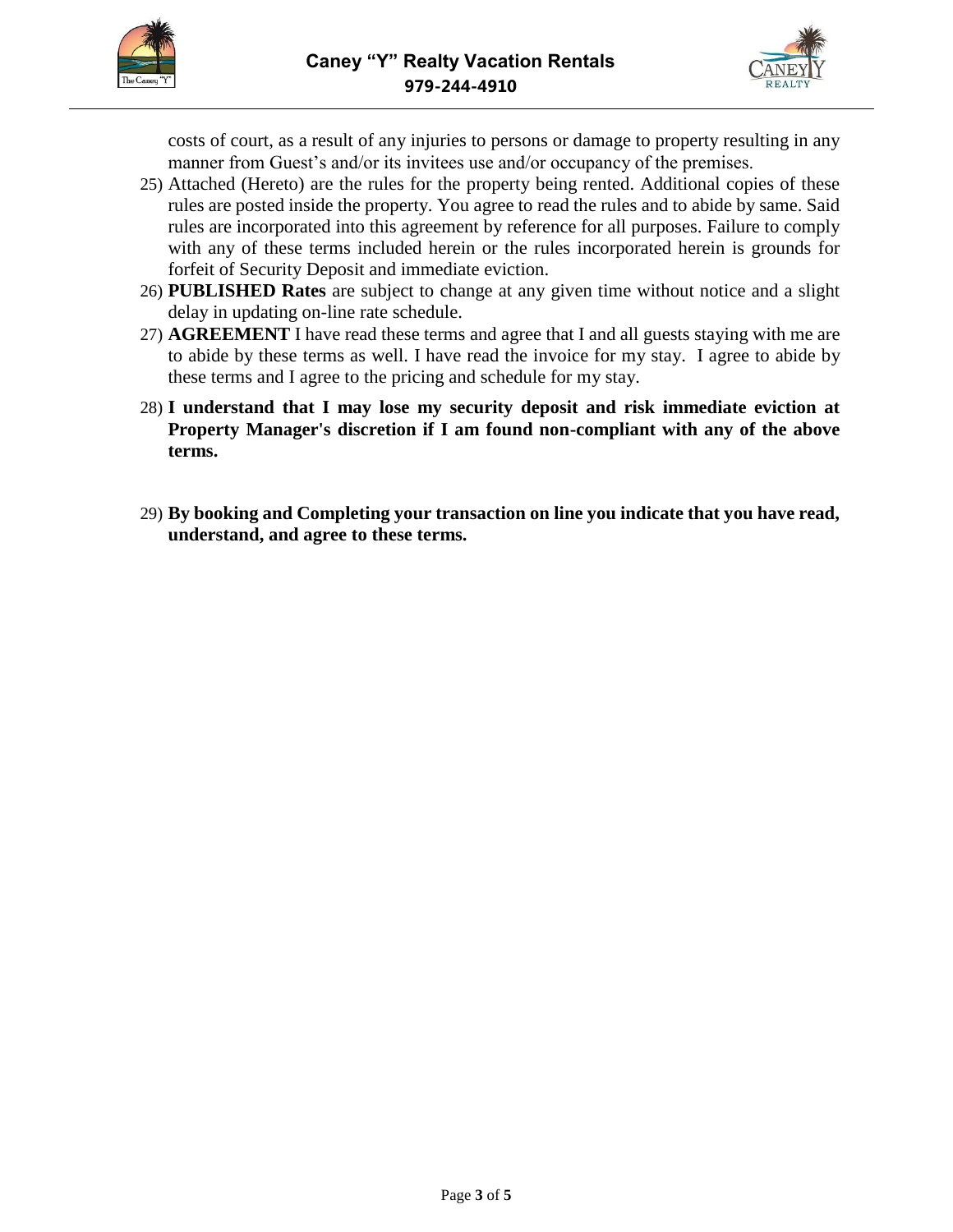costs of court, as a result of any injuries to persons or damage to property resulting in any manner from Guest's and/or its invitees use and/or occupancy of the premises.

25) Attached (Hereto) are the rules for the property being rented. Additional copies of these rules are posted inside the property. You agree to read the rules and to abide by same. Said rules are incorporated into this agreement by reference for all purposes. Failure to comply with any of these terms included herein or the rules incorporated herein is grounds for forfeit of Security Deposit and immediate eviction.
26) **PUBLISHED Rates** are subject to change at any given time without notice and a slight delay in updating on-line rate schedule.
27) **AGREEMENT** I have read these terms and agree that I and all guests staying with me are to abide by these terms as well. I have read the invoice for my stay. I agree to abide by these terms and I agree to the pricing and schedule for my stay.
28) **I understand that I may lose my security deposit and risk immediate eviction at Property Manager's discretion if I am found non-compliant with any of the above terms.**
29) **By booking and Completing your transaction on line you indicate that you have read, understand, and agree to these terms.**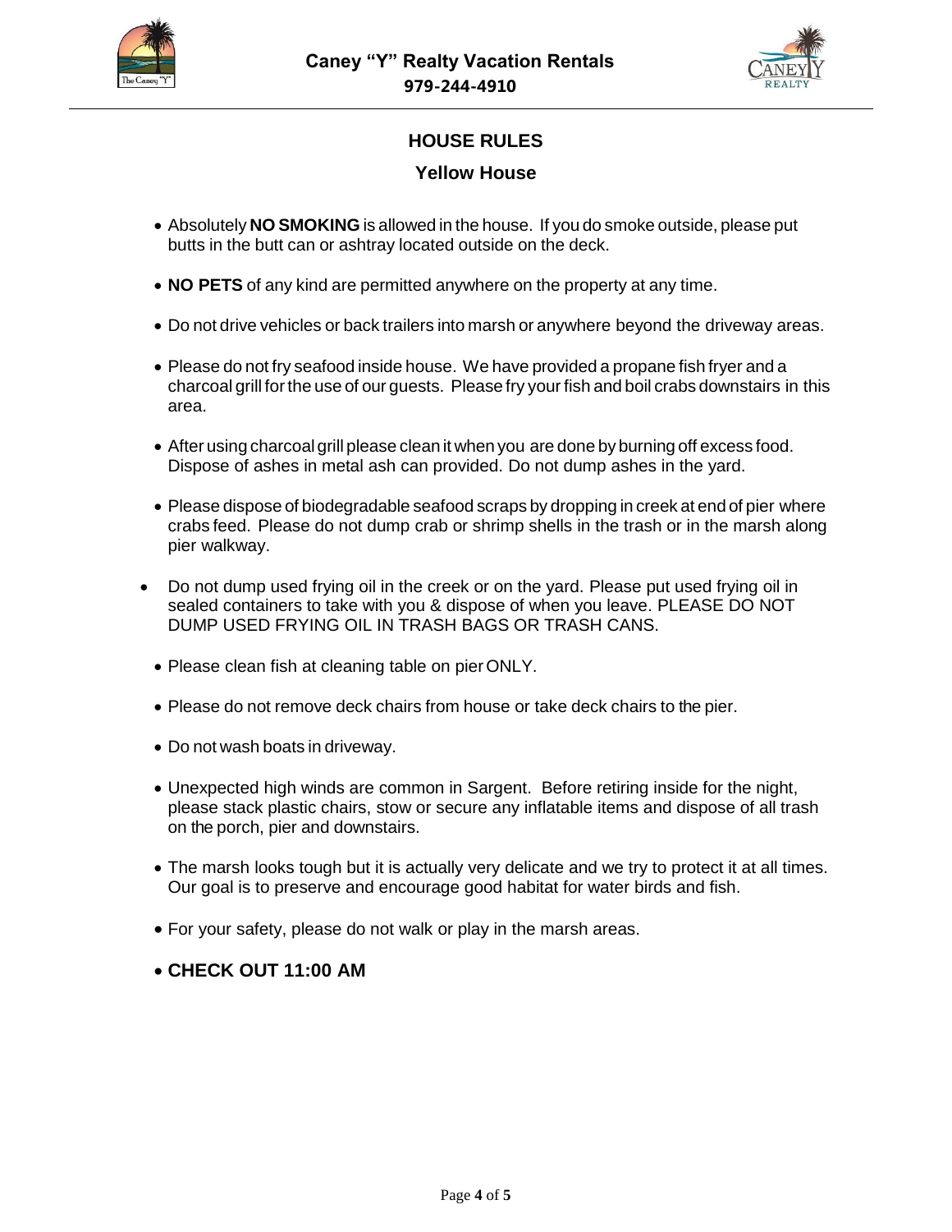**Caney "Y" Realty Vacation Rentals**
**979-244-4910**

## HOUSE RULES

### Yellow House

- Absolutely **NO SMOKING** is allowed in the house. If you do smoke outside, please put butts in the butt can or ashtray located outside on the deck.
- **NO PETS** of any kind are permitted anywhere on the property at any time.
- Do not drive vehicles or back trailers into marsh or anywhere beyond the driveway areas.
- Please do not fry seafood inside house. We have provided a propane fish fryer and a charcoal grill for the use of our guests. Please fry your fish and boil crabs downstairs in this area.
- After using charcoal grill please clean it when you are done by burning off excess food. Dispose of ashes in metal ash can provided. Do not dump ashes in the yard.
- Please dispose of biodegradable seafood scraps by dropping in creek at end of pier where crabs feed. Please do not dump crab or shrimp shells in the trash or in the marsh along pier walkway.
- Do not dump used frying oil in the creek or on the yard. Please put used frying oil in sealed containers to take with you & dispose of when you leave. PLEASE DO NOT DUMP USED FRYING OIL IN TRASH BAGS OR TRASH CANS.
- Please clean fish at cleaning table on pier ONLY.
- Please do not remove deck chairs from house or take deck chairs to the pier.
- Do not wash boats in driveway.
- Unexpected high winds are common in Sargent. Before retiring inside for the night, please stack plastic chairs, stow or secure any inflatable items and dispose of all trash on the porch, pier and downstairs.
- The marsh looks tough but it is actually very delicate and we try to protect it at all times. Our goal is to preserve and encourage good habitat for water birds and fish.
- For your safety, please do not walk or play in the marsh areas.
- **CHECK OUT 11:00 AM**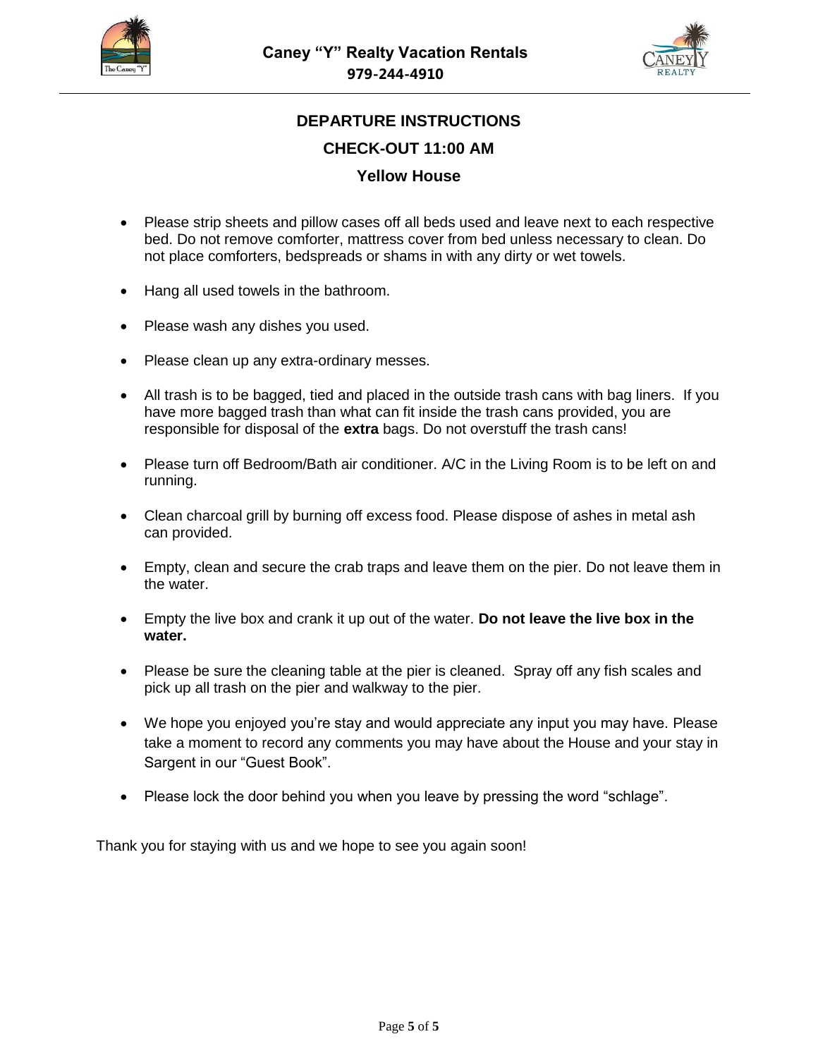# Caney "Y" Realty Vacation Rentals

**979-244-4910**

## DEPARTURE INSTRUCTIONS

## CHECK-OUT 11:00 AM

### Yellow House

- Please strip sheets and pillow cases off all beds used and leave next to each respective bed. Do not remove comforter, mattress cover from bed unless necessary to clean. Do not place comforters, bedspreads or shams in with any dirty or wet towels.
- Hang all used towels in the bathroom.
- Please wash any dishes you used.
- Please clean up any extra-ordinary messes.
- All trash is to be bagged, tied and placed in the outside trash cans with bag liners. If you have more bagged trash than what can fit inside the trash cans provided, you are responsible for disposal of the **extra** bags. Do not overstuff the trash cans!
- Please turn off Bedroom/Bath air conditioner. A/C in the Living Room is to be left on and running.
- Clean charcoal grill by burning off excess food. Please dispose of ashes in metal ash can provided.
- Empty, clean and secure the crab traps and leave them on the pier. Do not leave them in the water.
- Empty the live box and crank it up out of the water. **Do not leave the live box in the water.**
- Please be sure the cleaning table at the pier is cleaned. Spray off any fish scales and pick up all trash on the pier and walkway to the pier.
- We hope you enjoyed you're stay and would appreciate any input you may have. Please take a moment to record any comments you may have about the House and your stay in Sargent in our "Guest Book".
- Please lock the door behind you when you leave by pressing the word "schlage".

Thank you for staying with us and we hope to see you again soon!